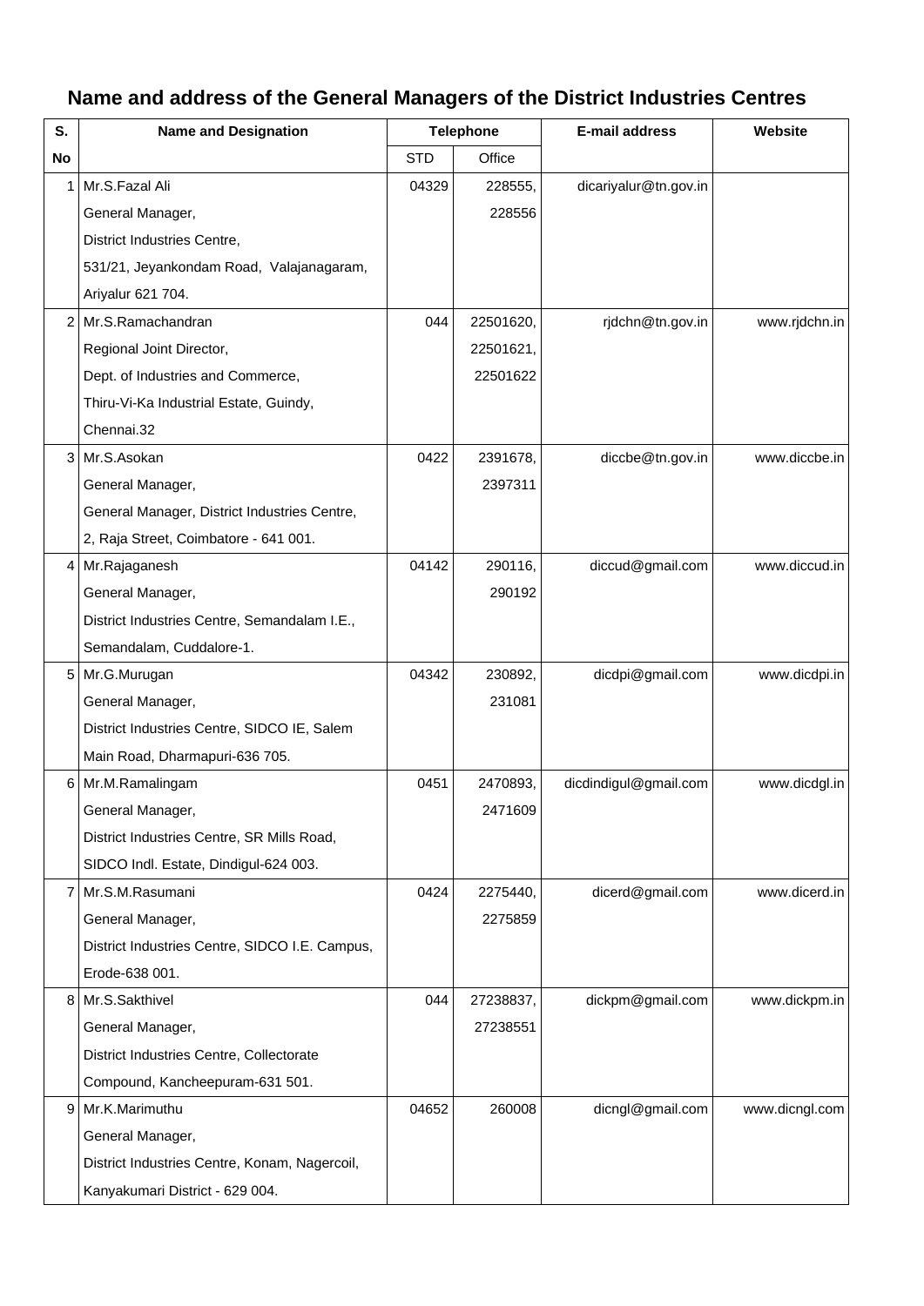# Name and address of the General Managers of the District Industries Centres

| S. No | Name and Designation | Telephone | | E-mail address | Website |
|---|---|---|---|---|---|
| | | STD | Office | | |
| 1 | Mr.S.Fazal Ali<br>General Manager,<br>District Industries Centre,<br>531/21, Jeyankondam Road, Valajanagaram,<br>Ariyalur 621 704. | 04329 | 228555,<br>228556 | dicariyalur@tn.gov.in | |
| 2 | Mr.S.Ramachandran<br>Regional Joint Director,<br>Dept. of Industries and Commerce,<br>Thiru-Vi-Ka Industrial Estate, Guindy,<br>Chennai.32 | 044 | 22501620,<br>22501621,<br>22501622 | rjdchn@tn.gov.in | www.rjdchn.in |
| 3 | Mr.S.Asokan<br>General Manager,<br>General Manager, District Industries Centre,<br>2, Raja Street, Coimbatore - 641 001. | 0422 | 2391678,<br>2397311 | diccbe@tn.gov.in | www.diccbe.in |
| 4 | Mr.Rajaganesh<br>General Manager,<br>District Industries Centre, Semandalam I.E.,<br>Semandalam, Cuddalore-1. | 04142 | 290116,<br>290192 | diccud@gmail.com | www.diccud.in |
| 5 | Mr.G.Murugan<br>General Manager,<br>District Industries Centre, SIDCO IE, Salem<br>Main Road, Dharmapuri-636 705. | 04342 | 230892,<br>231081 | dicdpi@gmail.com | www.dicdpi.in |
| 6 | Mr.M.Ramalingam<br>General Manager,<br>District Industries Centre, SR Mills Road,<br>SIDCO Indl. Estate, Dindigul-624 003. | 0451 | 2470893,<br>2471609 | dicdindigul@gmail.com | www.dicdgl.in |
| 7 | Mr.S.M.Rasumani<br>General Manager,<br>District Industries Centre, SIDCO I.E. Campus,<br>Erode-638 001. | 0424 | 2275440,<br>2275859 | dicerd@gmail.com | www.dicerd.in |
| 8 | Mr.S.Sakthivel<br>General Manager,<br>District Industries Centre, Collectorate<br>Compound, Kancheepuram-631 501. | 044 | 27238837,<br>27238551 | dickpm@gmail.com | www.dickpm.in |
| 9 | Mr.K.Marimuthu<br>General Manager,<br>District Industries Centre, Konam, Nagercoil,<br>Kanyakumari District - 629 004. | 04652 | 260008 | dicngl@gmail.com | www.dicngl.com |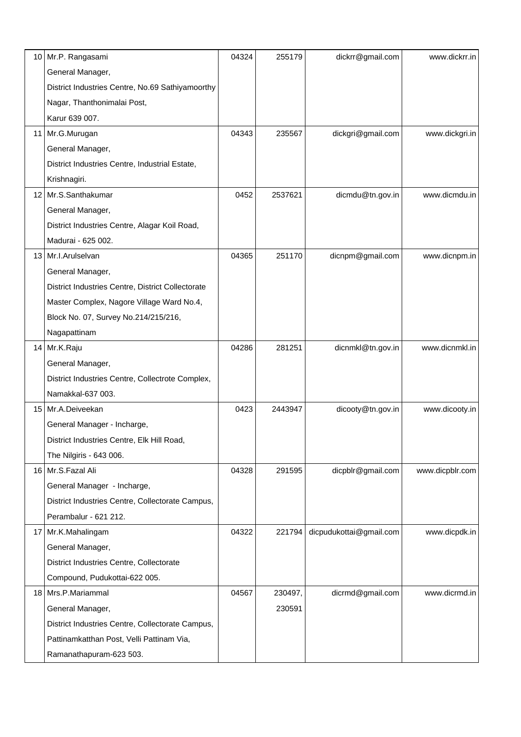| | | | | | |
|---|---|---|---|---|---|
| 10 | Mr.P. Rangasami<br>General Manager,<br>District Industries Centre, No.69 Sathiyamoorthy Nagar, Thanthonimalai Post,<br>Karur 639 007. | 04324 | 255179 | dickrr@gmail.com | www.dickrr.in |
| 11 | Mr.G.Murugan<br>General Manager,<br>District Industries Centre, Industrial Estate,<br>Krishnagiri. | 04343 | 235567 | dickgri@gmail.com | www.dickgri.in |
| 12 | Mr.S.Santhakumar<br>General Manager,<br>District Industries Centre, Alagar Koil Road,<br>Madurai - 625 002. | 0452 | 2537621 | dicmdu@tn.gov.in | www.dicmdu.in |
| 13 | Mr.I.Arulselvan<br>General Manager,<br>District Industries Centre, District Collectorate Master Complex, Nagore Village Ward No.4,<br>Block No. 07, Survey No.214/215/216,<br>Nagapattinam | 04365 | 251170 | dicnpm@gmail.com | www.dicnpm.in |
| 14 | Mr.K.Raju<br>General Manager,<br>District Industries Centre, Collectrote Complex,<br>Namakkal-637 003. | 04286 | 281251 | dicnmkl@tn.gov.in | www.dicnmkl.in |
| 15 | Mr.A.Deiveekan<br>General Manager - Incharge,<br>District Industries Centre, Elk Hill Road,<br>The Nilgiris - 643 006. | 0423 | 2443947 | dicooty@tn.gov.in | www.dicooty.in |
| 16 | Mr.S.Fazal Ali<br>General Manager - Incharge,<br>District Industries Centre, Collectorate Campus,<br>Perambalur - 621 212. | 04328 | 291595 | dicpblr@gmail.com | www.dicpblr.com |
| 17 | Mr.K.Mahalingam<br>General Manager,<br>District Industries Centre, Collectorate Compound, Pudukottai-622 005. | 04322 | 221794 | dicpudukottai@gmail.com | www.dicpdk.in |
| 18 | Mrs.P.Mariammal<br>General Manager,<br>District Industries Centre, Collectorate Campus,<br>Pattinamkatthan Post, Velli Pattinam Via,<br>Ramanathapuram-623 503. | 04567 | 230497,<br>230591 | dicrmd@gmail.com | www.dicrmd.in |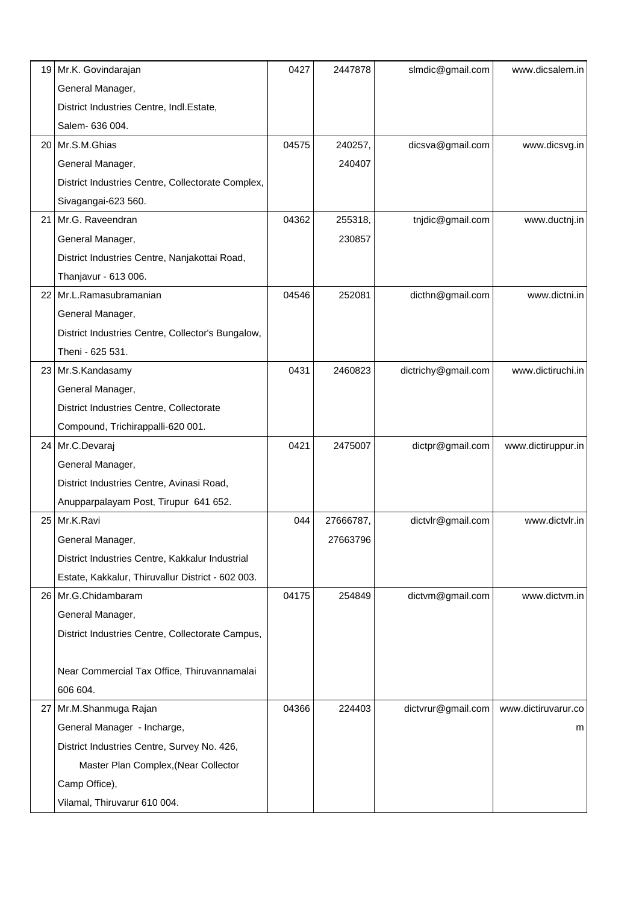| 19 | Mr.K. Govindarajan<br>General Manager,<br>District Industries Centre, Indl.Estate,<br>Salem- 636 004. | 0427 | 2447878 | slmdic@gmail.com | www.dicsalem.in |
|---|---|---|---|---|---|
| 20 | Mr.S.M.Ghias<br>General Manager,<br>District Industries Centre, Collectorate Complex,<br>Sivagangai-623 560. | 04575 | 240257,<br>240407 | dicsva@gmail.com | www.dicsvg.in |
| 21 | Mr.G. Raveendran<br>General Manager,<br>District Industries Centre, Nanjakottai Road,<br>Thanjavur - 613 006. | 04362 | 255318,<br>230857 | tnjdic@gmail.com | www.ductnj.in |
| 22 | Mr.L.Ramasubramanian<br>General Manager,<br>District Industries Centre, Collector's Bungalow,<br>Theni - 625 531. | 04546 | 252081 | dicthn@gmail.com | www.dictni.in |
| 23 | Mr.S.Kandasamy<br>General Manager,<br>District Industries Centre, Collectorate<br>Compound, Trichirappalli-620 001. | 0431 | 2460823 | dictrichy@gmail.com | www.dictiruchi.in |
| 24 | Mr.C.Devaraj<br>General Manager,<br>District Industries Centre, Avinasi Road,<br>Anupparpalayam Post, Tirupur 641 652. | 0421 | 2475007 | dictpr@gmail.com | www.dictiruppur.in |
| 25 | Mr.K.Ravi<br>General Manager,<br>District Industries Centre, Kakkalur Industrial<br>Estate, Kakkalur, Thiruvallur District - 602 003. | 044 | 27666787,<br>27663796 | dictvlr@gmail.com | www.dictvlr.in |
| 26 | Mr.G.Chidambaram<br>General Manager,<br>District Industries Centre, Collectorate Campus,<br><br>Near Commercial Tax Office, Thiruvannamalai<br>606 604. | 04175 | 254849 | dictvm@gmail.com | www.dictvm.in |
| 27 | Mr.M.Shanmuga Rajan<br>General Manager - Incharge,<br>District Industries Centre, Survey No. 426,<br>Master Plan Complex,(Near Collector<br>Camp Office),<br>Vilamal, Thiruvarur 610 004. | 04366 | 224403 | dictvrur@gmail.com | www.dictiruvarur.com |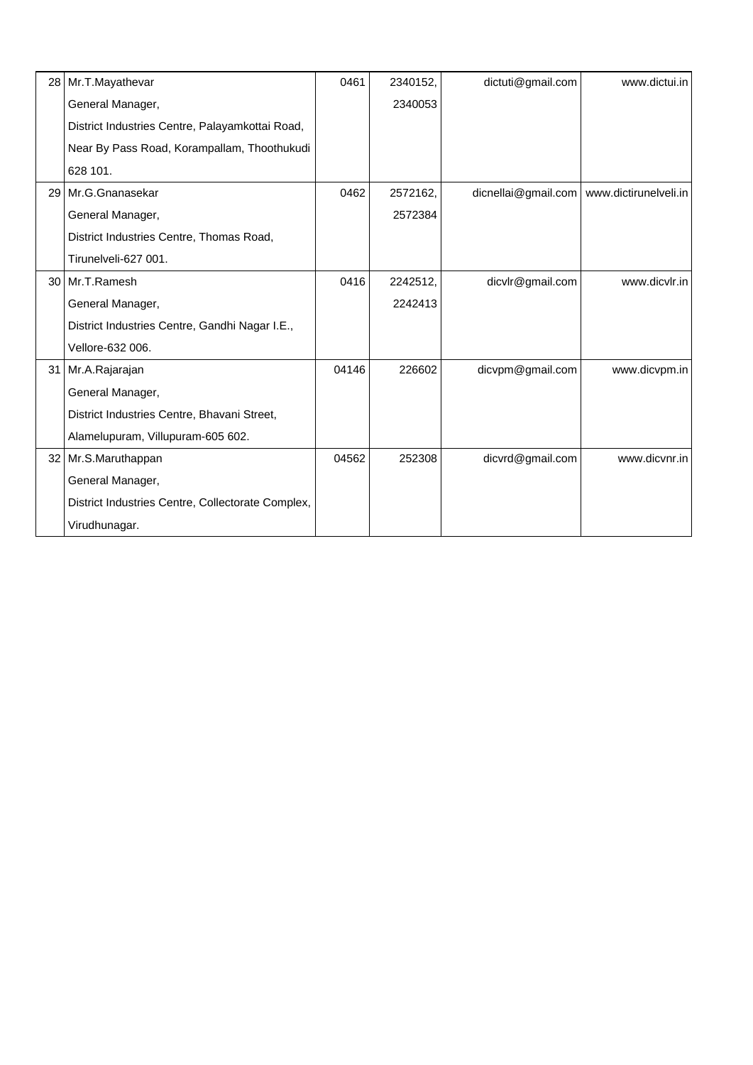| | | | | | |
|---|---|---|---|---|---|
| 28 | Mr.T.Mayathevar<br>General Manager,<br>District Industries Centre, Palayamkottai Road,<br>Near By Pass Road, Korampallam, Thoothukudi<br>628 101. | 0461 | 2340152,<br>2340053 | dictuti@gmail.com | www.dictui.in |
| 29 | Mr.G.Gnanasekar<br>General Manager,<br>District Industries Centre, Thomas Road,<br>Tirunelveli-627 001. | 0462 | 2572162,<br>2572384 | dicnellai@gmail.com | www.dictirunelveli.in |
| 30 | Mr.T.Ramesh<br>General Manager,<br>District Industries Centre, Gandhi Nagar I.E.,<br>Vellore-632 006. | 0416 | 2242512,<br>2242413 | dicvlr@gmail.com | www.dicvlr.in |
| 31 | Mr.A.Rajarajan<br>General Manager,<br>District Industries Centre, Bhavani Street,<br>Alamelupuram, Villupuram-605 602. | 04146 | 226602 | dicvpm@gmail.com | www.dicvpm.in |
| 32 | Mr.S.Maruthappan<br>General Manager,<br>District Industries Centre, Collectorate Complex,<br>Virudhunagar. | 04562 | 252308 | dicvrd@gmail.com | www.dicvnr.in |